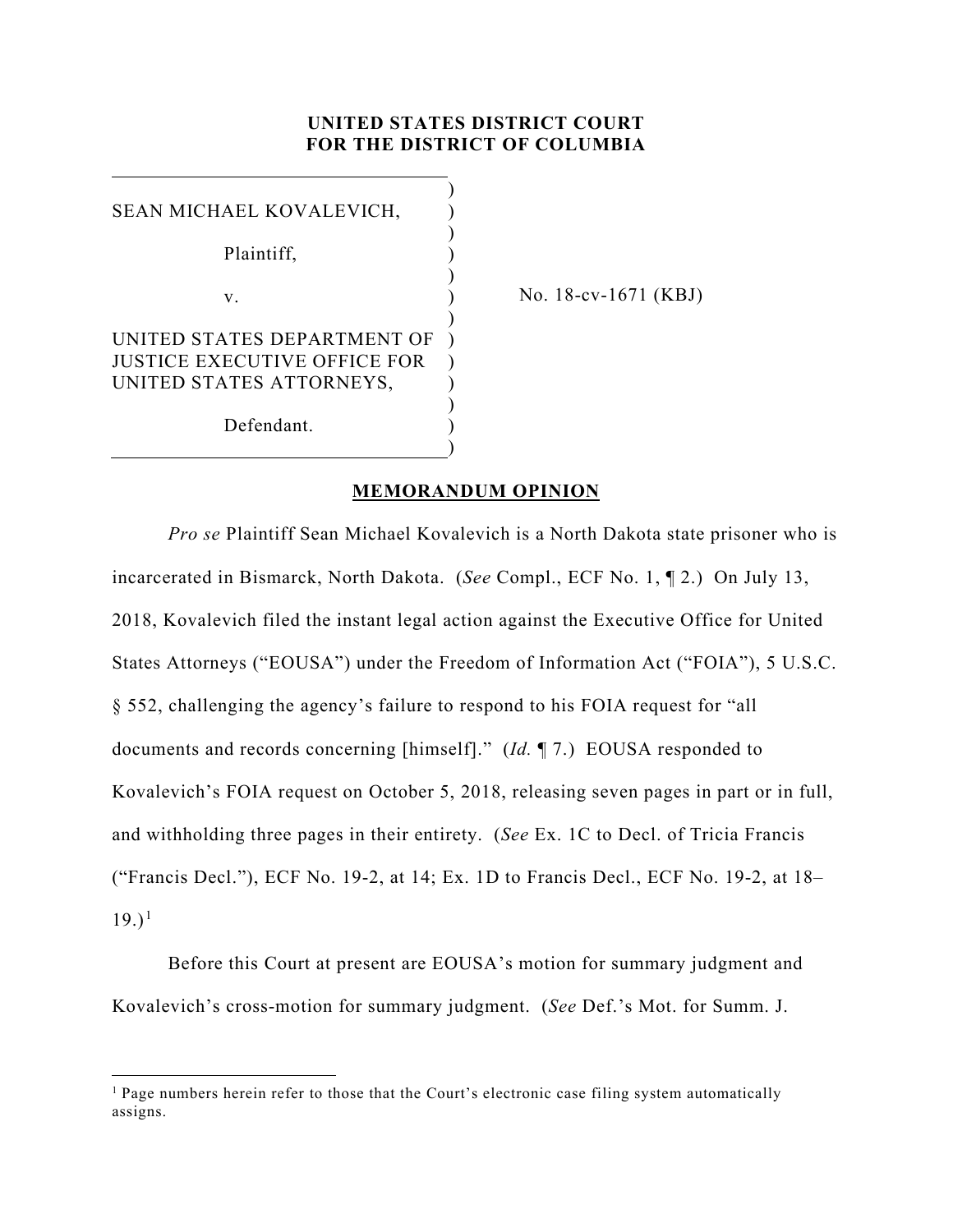**UNITED STATES DISTRICT COURT**
**FOR THE DISTRICT OF COLUMBIA**

| | | |
|---|---|---|
| SEAN MICHAEL KOVALEVICH,<br><br>Plaintiff,<br><br>v.<br><br>UNITED STATES DEPARTMENT OF JUSTICE EXECUTIVE OFFICE FOR UNITED STATES ATTORNEYS,<br><br>Defendant. | ) | No. 18-cv-1671 (KBJ) |

**MEMORANDUM OPINION**

*Pro se* Plaintiff Sean Michael Kovalevich is a North Dakota state prisoner who is incarcerated in Bismarck, North Dakota. (*See* Compl., ECF No. 1, ¶ 2.) On July 13, 2018, Kovalevich filed the instant legal action against the Executive Office for United States Attorneys ("EOUSA") under the Freedom of Information Act ("FOIA"), 5 U.S.C. § 552, challenging the agency's failure to respond to his FOIA request for "all documents and records concerning [himself]." (*Id.* ¶ 7.) EOUSA responded to Kovalevich's FOIA request on October 5, 2018, releasing seven pages in part or in full, and withholding three pages in their entirety. (*See* Ex. 1C to Decl. of Tricia Francis ("Francis Decl."), ECF No. 19-2, at 14; Ex. 1D to Francis Decl., ECF No. 19-2, at 18–19.)[1]

Before this Court at present are EOUSA's motion for summary judgment and Kovalevich's cross-motion for summary judgment. (*See* Def.'s Mot. for Summ. J.

[1] Page numbers herein refer to those that the Court's electronic case filing system automatically assigns.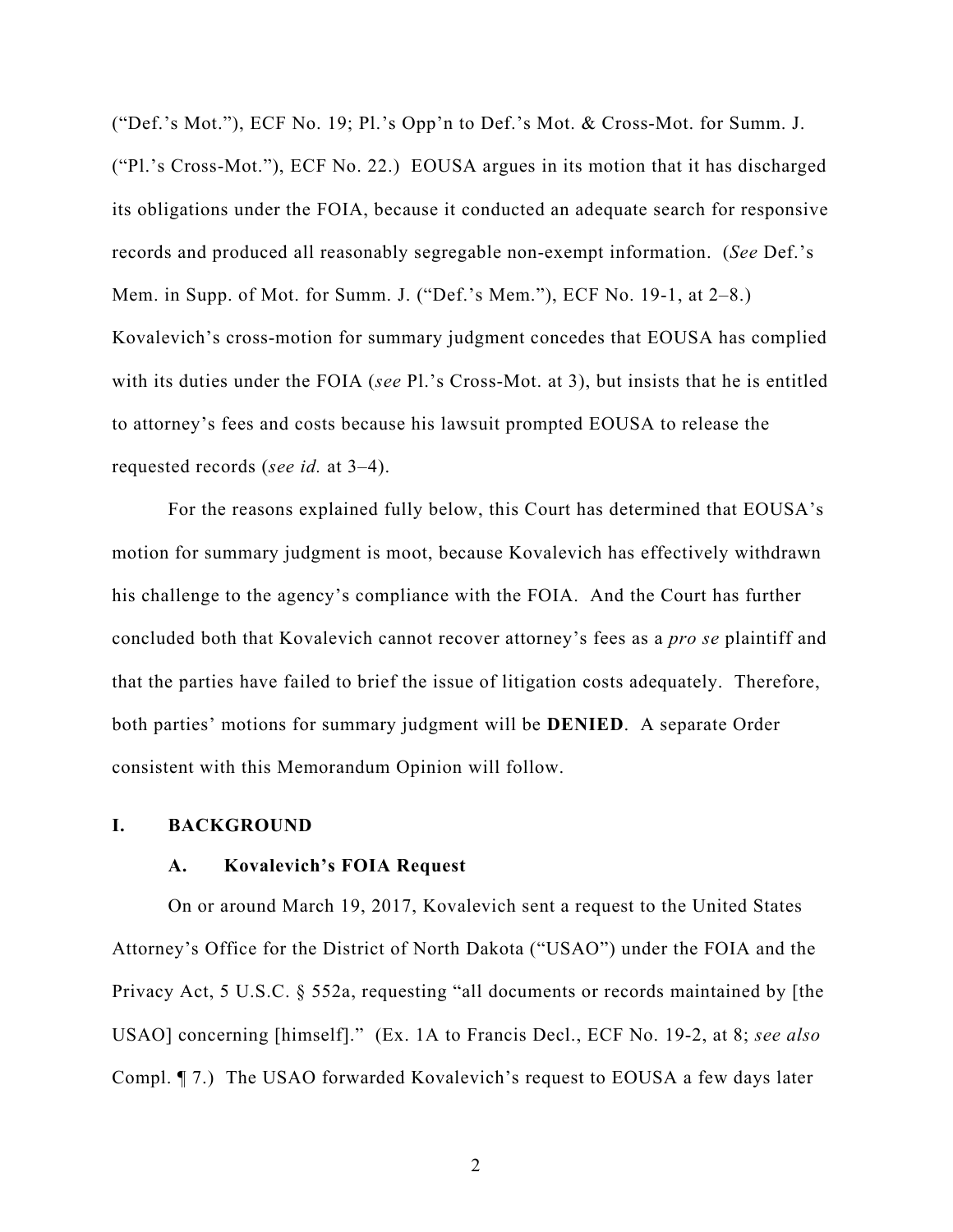("Def.'s Mot."), ECF No. 19; Pl.'s Opp'n to Def.'s Mot. & Cross-Mot. for Summ. J. ("Pl.'s Cross-Mot."), ECF No. 22.) EOUSA argues in its motion that it has discharged its obligations under the FOIA, because it conducted an adequate search for responsive records and produced all reasonably segregable non-exempt information. (*See* Def.'s Mem. in Supp. of Mot. for Summ. J. ("Def.'s Mem."), ECF No. 19-1, at 2–8.) Kovalevich's cross-motion for summary judgment concedes that EOUSA has complied with its duties under the FOIA (*see* Pl.'s Cross-Mot. at 3), but insists that he is entitled to attorney's fees and costs because his lawsuit prompted EOUSA to release the requested records (*see id.* at 3–4).

For the reasons explained fully below, this Court has determined that EOUSA's motion for summary judgment is moot, because Kovalevich has effectively withdrawn his challenge to the agency's compliance with the FOIA. And the Court has further concluded both that Kovalevich cannot recover attorney's fees as a *pro se* plaintiff and that the parties have failed to brief the issue of litigation costs adequately. Therefore, both parties' motions for summary judgment will be **DENIED**. A separate Order consistent with this Memorandum Opinion will follow.

## I. BACKGROUND

### A. Kovalevich's FOIA Request

On or around March 19, 2017, Kovalevich sent a request to the United States Attorney's Office for the District of North Dakota ("USAO") under the FOIA and the Privacy Act, 5 U.S.C. § 552a, requesting "all documents or records maintained by [the USAO] concerning [himself]." (Ex. 1A to Francis Decl., ECF No. 19-2, at 8; *see also* Compl. ¶ 7.) The USAO forwarded Kovalevich's request to EOUSA a few days later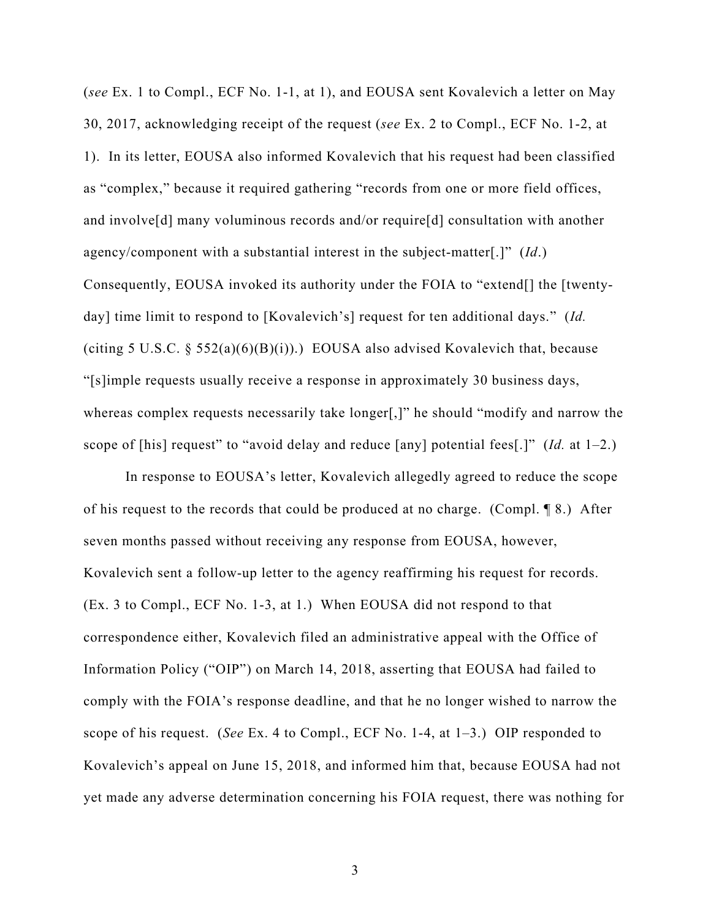(*see* Ex. 1 to Compl., ECF No. 1-1, at 1), and EOUSA sent Kovalevich a letter on May 30, 2017, acknowledging receipt of the request (*see* Ex. 2 to Compl., ECF No. 1-2, at 1). In its letter, EOUSA also informed Kovalevich that his request had been classified as "complex," because it required gathering "records from one or more field offices, and involve[d] many voluminous records and/or require[d] consultation with another agency/component with a substantial interest in the subject-matter[.]" (*Id*.) Consequently, EOUSA invoked its authority under the FOIA to "extend[] the [twenty-day] time limit to respond to [Kovalevich's] request for ten additional days." (*Id.* (citing 5 U.S.C. § 552(a)(6)(B)(i)).) EOUSA also advised Kovalevich that, because "[s]imple requests usually receive a response in approximately 30 business days, whereas complex requests necessarily take longer[,]" he should "modify and narrow the scope of [his] request" to "avoid delay and reduce [any] potential fees[.]" (*Id.* at 1–2.)

In response to EOUSA's letter, Kovalevich allegedly agreed to reduce the scope of his request to the records that could be produced at no charge. (Compl. ¶ 8.) After seven months passed without receiving any response from EOUSA, however, Kovalevich sent a follow-up letter to the agency reaffirming his request for records. (Ex. 3 to Compl., ECF No. 1-3, at 1.) When EOUSA did not respond to that correspondence either, Kovalevich filed an administrative appeal with the Office of Information Policy ("OIP") on March 14, 2018, asserting that EOUSA had failed to comply with the FOIA's response deadline, and that he no longer wished to narrow the scope of his request. (*See* Ex. 4 to Compl., ECF No. 1-4, at 1–3.) OIP responded to Kovalevich's appeal on June 15, 2018, and informed him that, because EOUSA had not yet made any adverse determination concerning his FOIA request, there was nothing for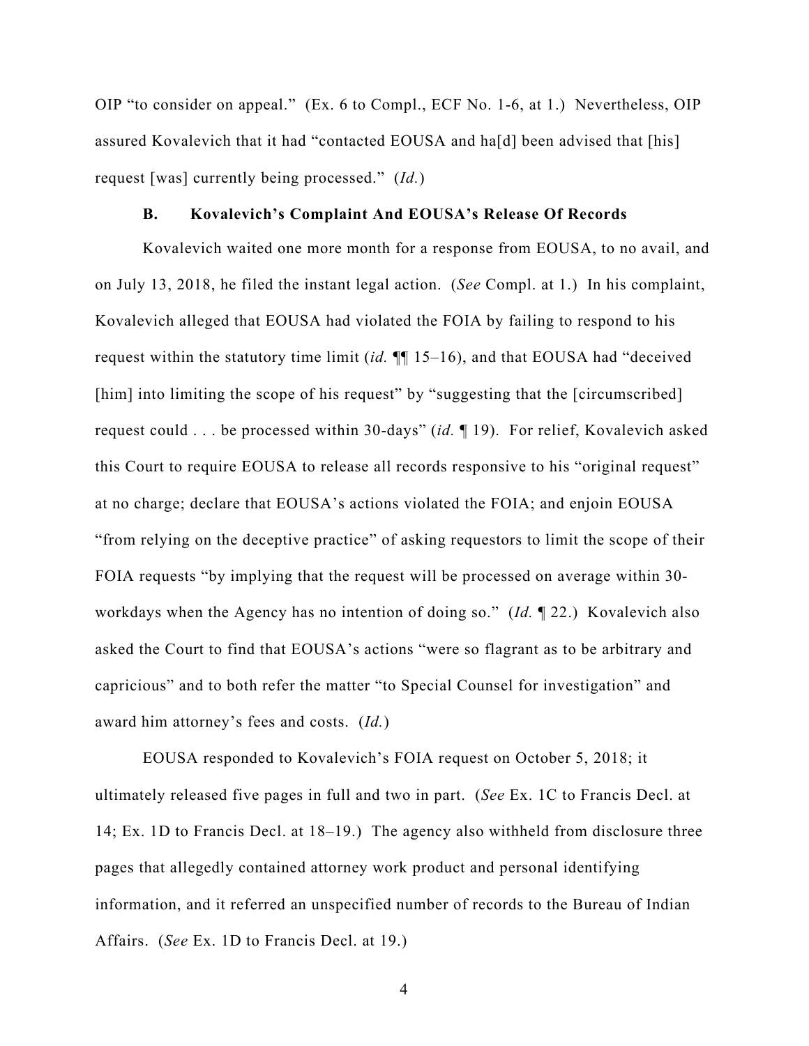OIP "to consider on appeal." (Ex. 6 to Compl., ECF No. 1-6, at 1.) Nevertheless, OIP assured Kovalevich that it had "contacted EOUSA and ha[d] been advised that [his] request [was] currently being processed." (*Id.*)

### B. Kovalevich's Complaint And EOUSA's Release Of Records

Kovalevich waited one more month for a response from EOUSA, to no avail, and on July 13, 2018, he filed the instant legal action. (*See* Compl. at 1.) In his complaint, Kovalevich alleged that EOUSA had violated the FOIA by failing to respond to his request within the statutory time limit (*id.* ¶¶ 15–16), and that EOUSA had "deceived [him] into limiting the scope of his request" by "suggesting that the [circumscribed] request could . . . be processed within 30-days" (*id.* ¶ 19). For relief, Kovalevich asked this Court to require EOUSA to release all records responsive to his "original request" at no charge; declare that EOUSA's actions violated the FOIA; and enjoin EOUSA "from relying on the deceptive practice" of asking requestors to limit the scope of their FOIA requests "by implying that the request will be processed on average within 30-workdays when the Agency has no intention of doing so." (*Id.* ¶ 22.) Kovalevich also asked the Court to find that EOUSA's actions "were so flagrant as to be arbitrary and capricious" and to both refer the matter "to Special Counsel for investigation" and award him attorney's fees and costs. (*Id.*)

EOUSA responded to Kovalevich's FOIA request on October 5, 2018; it ultimately released five pages in full and two in part. (*See* Ex. 1C to Francis Decl. at 14; Ex. 1D to Francis Decl. at 18–19.) The agency also withheld from disclosure three pages that allegedly contained attorney work product and personal identifying information, and it referred an unspecified number of records to the Bureau of Indian Affairs. (*See* Ex. 1D to Francis Decl. at 19.)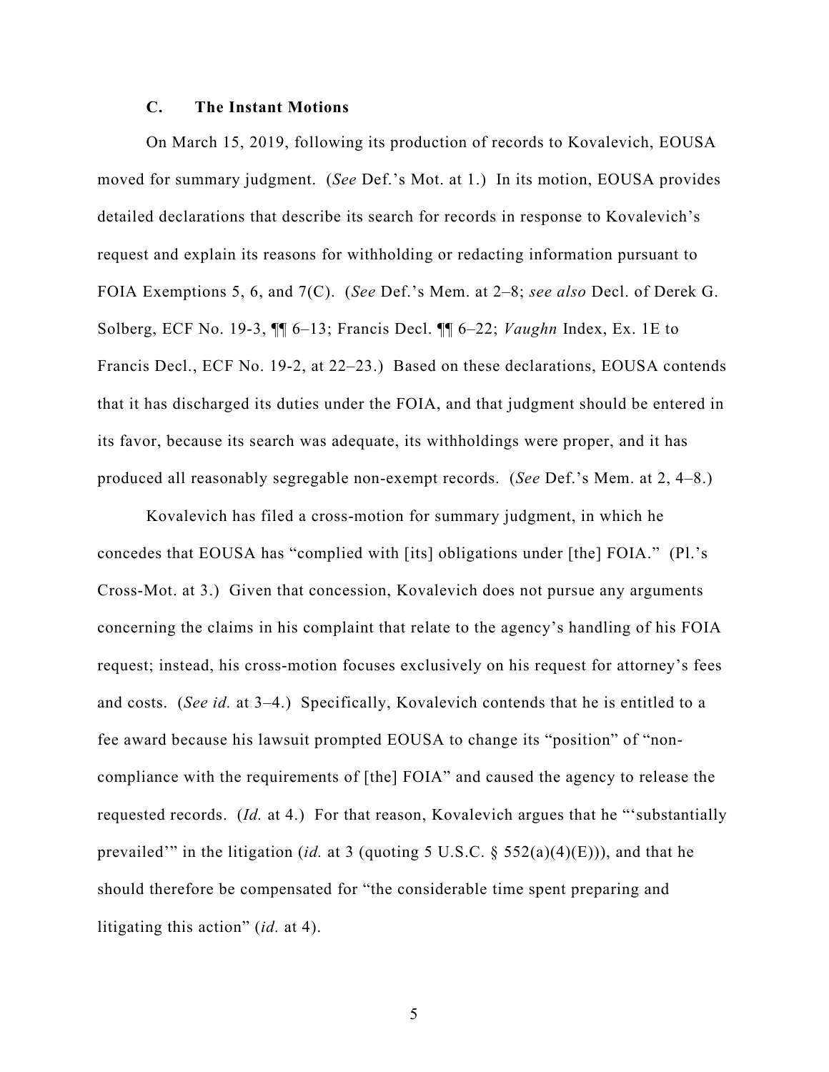### C. The Instant Motions

On March 15, 2019, following its production of records to Kovalevich, EOUSA moved for summary judgment. (*See* Def.'s Mot. at 1.) In its motion, EOUSA provides detailed declarations that describe its search for records in response to Kovalevich's request and explain its reasons for withholding or redacting information pursuant to FOIA Exemptions 5, 6, and 7(C). (*See* Def.'s Mem. at 2–8; *see also* Decl. of Derek G. Solberg, ECF No. 19-3, ¶¶ 6–13; Francis Decl. ¶¶ 6–22; *Vaughn* Index, Ex. 1E to Francis Decl., ECF No. 19-2, at 22–23.) Based on these declarations, EOUSA contends that it has discharged its duties under the FOIA, and that judgment should be entered in its favor, because its search was adequate, its withholdings were proper, and it has produced all reasonably segregable non-exempt records. (*See* Def.'s Mem. at 2, 4–8.)

Kovalevich has filed a cross-motion for summary judgment, in which he concedes that EOUSA has "complied with [its] obligations under [the] FOIA." (Pl.'s Cross-Mot. at 3.) Given that concession, Kovalevich does not pursue any arguments concerning the claims in his complaint that relate to the agency's handling of his FOIA request; instead, his cross-motion focuses exclusively on his request for attorney's fees and costs. (*See id.* at 3–4.) Specifically, Kovalevich contends that he is entitled to a fee award because his lawsuit prompted EOUSA to change its "position" of "non-compliance with the requirements of [the] FOIA" and caused the agency to release the requested records. (*Id.* at 4.) For that reason, Kovalevich argues that he "'substantially prevailed'" in the litigation (*id.* at 3 (quoting 5 U.S.C. § 552(a)(4)(E))), and that he should therefore be compensated for "the considerable time spent preparing and litigating this action" (*id.* at 4).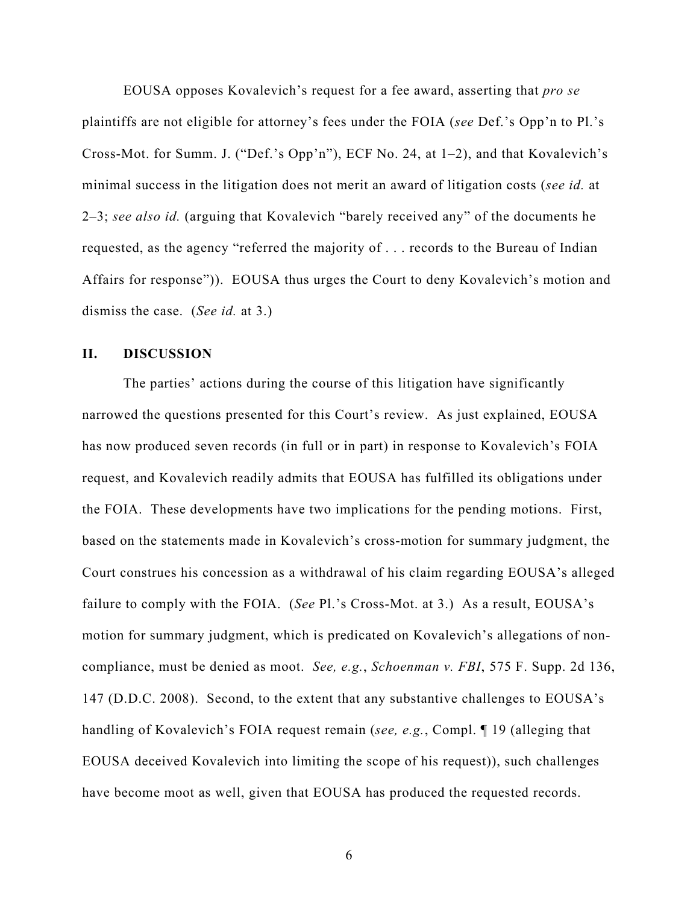EOUSA opposes Kovalevich's request for a fee award, asserting that *pro se* plaintiffs are not eligible for attorney's fees under the FOIA (*see* Def.'s Opp'n to Pl.'s Cross-Mot. for Summ. J. ("Def.'s Opp'n"), ECF No. 24, at 1–2), and that Kovalevich's minimal success in the litigation does not merit an award of litigation costs (*see id.* at 2–3; *see also id.* (arguing that Kovalevich "barely received any" of the documents he requested, as the agency "referred the majority of . . . records to the Bureau of Indian Affairs for response")). EOUSA thus urges the Court to deny Kovalevich's motion and dismiss the case. (*See id.* at 3.)

## II. DISCUSSION

The parties' actions during the course of this litigation have significantly narrowed the questions presented for this Court's review. As just explained, EOUSA has now produced seven records (in full or in part) in response to Kovalevich's FOIA request, and Kovalevich readily admits that EOUSA has fulfilled its obligations under the FOIA. These developments have two implications for the pending motions. First, based on the statements made in Kovalevich's cross-motion for summary judgment, the Court construes his concession as a withdrawal of his claim regarding EOUSA's alleged failure to comply with the FOIA. (*See* Pl.'s Cross-Mot. at 3.) As a result, EOUSA's motion for summary judgment, which is predicated on Kovalevich's allegations of non-compliance, must be denied as moot. *See, e.g.*, *Schoenman v. FBI*, 575 F. Supp. 2d 136, 147 (D.D.C. 2008). Second, to the extent that any substantive challenges to EOUSA's handling of Kovalevich's FOIA request remain (*see, e.g.*, Compl. ¶ 19 (alleging that EOUSA deceived Kovalevich into limiting the scope of his request)), such challenges have become moot as well, given that EOUSA has produced the requested records.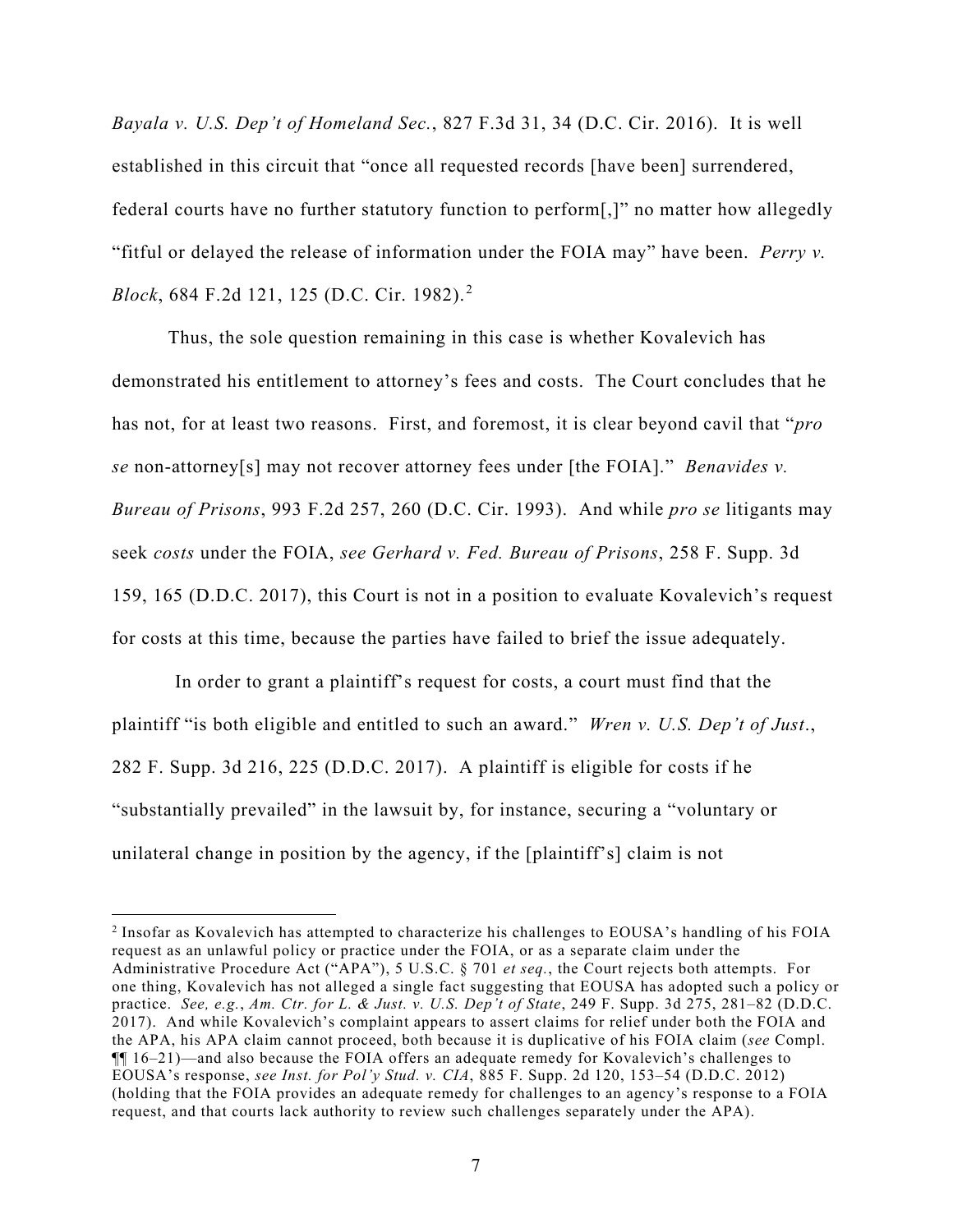*Bayala v. U.S. Dep't of Homeland Sec.*, 827 F.3d 31, 34 (D.C. Cir. 2016). It is well established in this circuit that "once all requested records [have been] surrendered, federal courts have no further statutory function to perform[,]" no matter how allegedly "fitful or delayed the release of information under the FOIA may" have been. *Perry v. Block*, 684 F.2d 121, 125 (D.C. Cir. 1982).[2]

Thus, the sole question remaining in this case is whether Kovalevich has demonstrated his entitlement to attorney's fees and costs. The Court concludes that he has not, for at least two reasons. First, and foremost, it is clear beyond cavil that "*pro se* non-attorney[s] may not recover attorney fees under [the FOIA]." *Benavides v. Bureau of Prisons*, 993 F.2d 257, 260 (D.C. Cir. 1993). And while *pro se* litigants may seek *costs* under the FOIA, *see Gerhard v. Fed. Bureau of Prisons*, 258 F. Supp. 3d 159, 165 (D.D.C. 2017), this Court is not in a position to evaluate Kovalevich's request for costs at this time, because the parties have failed to brief the issue adequately.

In order to grant a plaintiff's request for costs, a court must find that the plaintiff "is both eligible and entitled to such an award." *Wren v. U.S. Dep't of Just.*, 282 F. Supp. 3d 216, 225 (D.D.C. 2017). A plaintiff is eligible for costs if he "substantially prevailed" in the lawsuit by, for instance, securing a "voluntary or unilateral change in position by the agency, if the [plaintiff's] claim is not

---

[2] Insofar as Kovalevich has attempted to characterize his challenges to EOUSA's handling of his FOIA request as an unlawful policy or practice under the FOIA, or as a separate claim under the Administrative Procedure Act ("APA"), 5 U.S.C. § 701 *et seq.*, the Court rejects both attempts. For one thing, Kovalevich has not alleged a single fact suggesting that EOUSA has adopted such a policy or practice. *See, e.g.*, *Am. Ctr. for L. & Just. v. U.S. Dep't of State*, 249 F. Supp. 3d 275, 281–82 (D.D.C. 2017). And while Kovalevich's complaint appears to assert claims for relief under both the FOIA and the APA, his APA claim cannot proceed, both because it is duplicative of his FOIA claim (*see* Compl. ¶¶ 16–21)—and also because the FOIA offers an adequate remedy for Kovalevich's challenges to EOUSA's response, *see Inst. for Pol'y Stud. v. CIA*, 885 F. Supp. 2d 120, 153–54 (D.D.C. 2012) (holding that the FOIA provides an adequate remedy for challenges to an agency's response to a FOIA request, and that courts lack authority to review such challenges separately under the APA).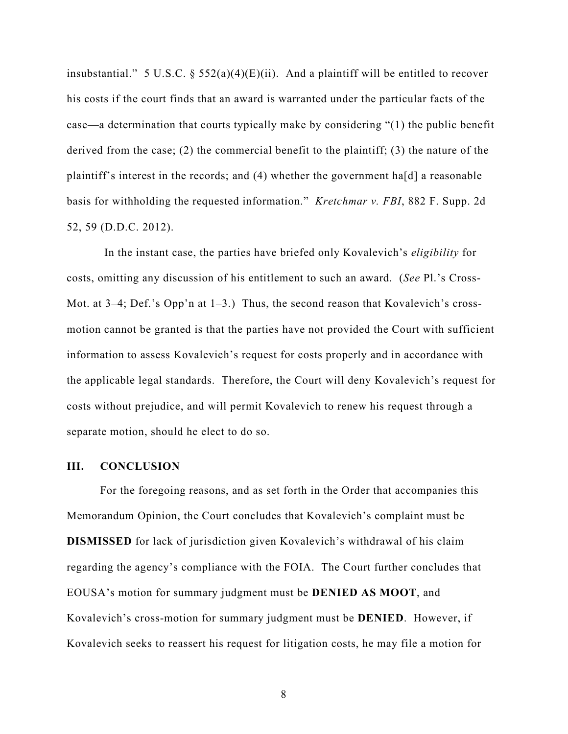insubstantial." 5 U.S.C. § 552(a)(4)(E)(ii). And a plaintiff will be entitled to recover his costs if the court finds that an award is warranted under the particular facts of the case—a determination that courts typically make by considering "(1) the public benefit derived from the case; (2) the commercial benefit to the plaintiff; (3) the nature of the plaintiff's interest in the records; and (4) whether the government ha[d] a reasonable basis for withholding the requested information." *Kretchmar v. FBI*, 882 F. Supp. 2d 52, 59 (D.D.C. 2012).

In the instant case, the parties have briefed only Kovalevich's *eligibility* for costs, omitting any discussion of his entitlement to such an award. (*See* Pl.'s Cross-Mot. at 3–4; Def.'s Opp'n at 1–3.) Thus, the second reason that Kovalevich's cross-motion cannot be granted is that the parties have not provided the Court with sufficient information to assess Kovalevich's request for costs properly and in accordance with the applicable legal standards. Therefore, the Court will deny Kovalevich's request for costs without prejudice, and will permit Kovalevich to renew his request through a separate motion, should he elect to do so.

### III. CONCLUSION

For the foregoing reasons, and as set forth in the Order that accompanies this Memorandum Opinion, the Court concludes that Kovalevich's complaint must be **DISMISSED** for lack of jurisdiction given Kovalevich's withdrawal of his claim regarding the agency's compliance with the FOIA. The Court further concludes that EOUSA's motion for summary judgment must be **DENIED AS MOOT**, and Kovalevich's cross-motion for summary judgment must be **DENIED**. However, if Kovalevich seeks to reassert his request for litigation costs, he may file a motion for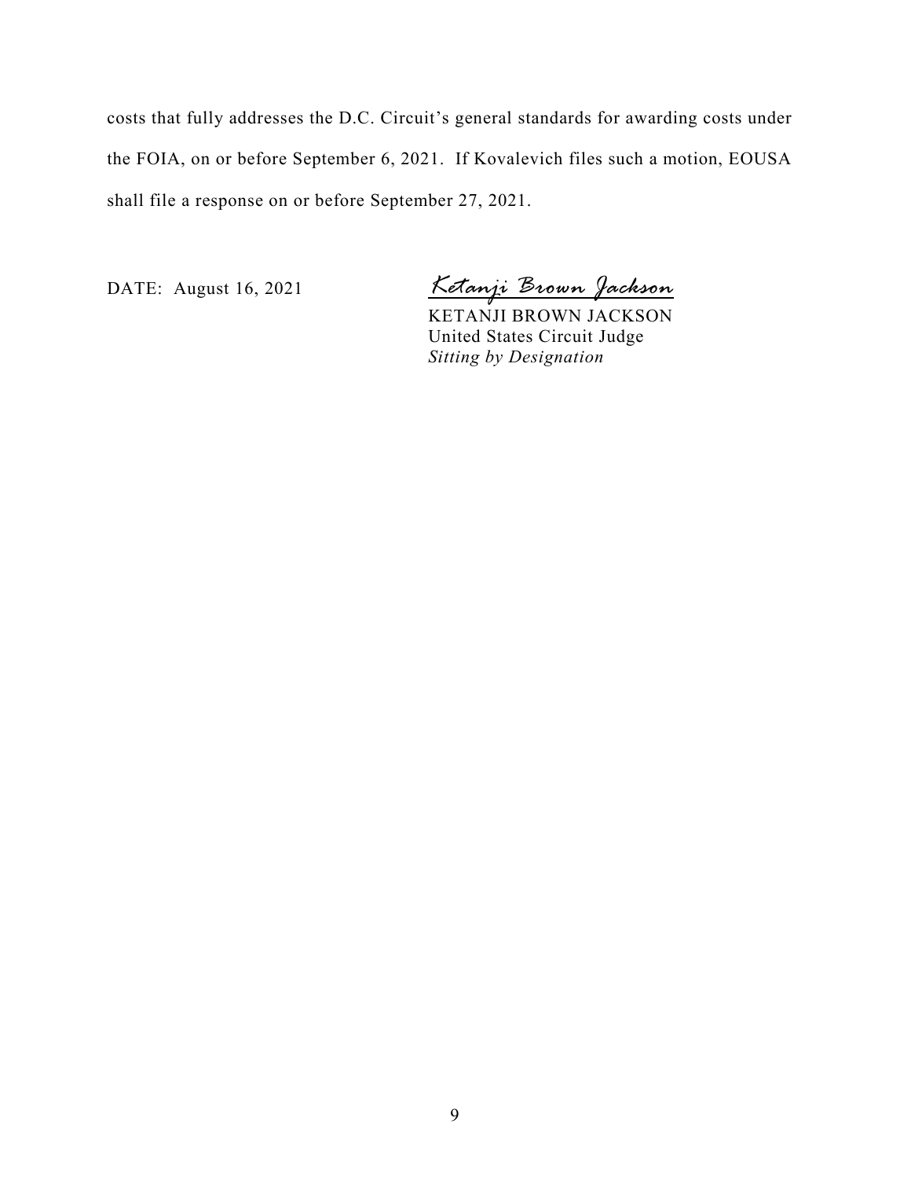costs that fully addresses the D.C. Circuit's general standards for awarding costs under the FOIA, on or before September 6, 2021. If Kovalevich files such a motion, EOUSA shall file a response on or before September 27, 2021.

DATE: August 16, 2021

*Ketanji Brown Jackson*

KETANJI BROWN JACKSON
United States Circuit Judge
*Sitting by Designation*